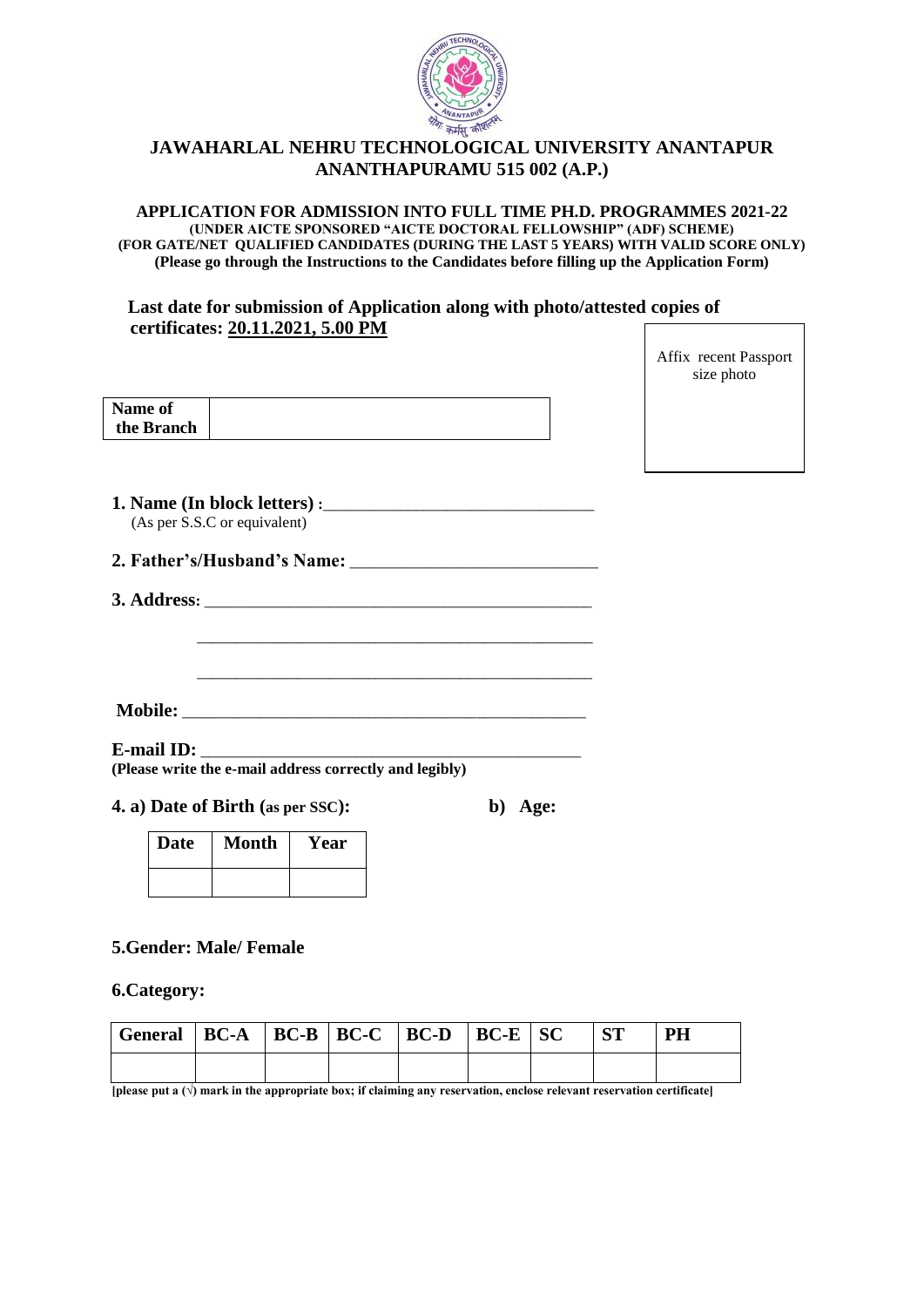# JAWAHARLAL NEHRU TECHNOLOGICAL UNIVERSITY ANANTAPUR
## ANANTHAPURAMU 515 002 (A.P.)

**APPLICATION FOR ADMISSION INTO FULL TIME PH.D. PROGRAMMES 2021-22**
**(UNDER AICTE SPONSORED "AICTE DOCTORAL FELLOWSHIP" (ADF) SCHEME)**
**(FOR GATE/NET QUALIFIED CANDIDATES (DURING THE LAST 5 YEARS) WITH VALID SCORE ONLY)**
**(Please go through the Instructions to the Candidates before filling up the Application Form)**

**Last date for submission of Application along with photo/attested copies of certificates: 20.11.2021, 5.00 PM**

Affix recent Passport size photo

| **Name of the Branch** | |
|---|---|

**1. Name (In block letters) :**\_\_\_\_\_\_\_\_\_\_\_\_\_\_\_\_\_\_\_\_\_\_\_\_\_\_\_\_\_\_
(As per S.S.C or equivalent)

**2. Father's/Husband's Name:** \_\_\_\_\_\_\_\_\_\_\_\_\_\_\_\_\_\_\_\_\_\_\_\_\_\_\_

**3. Address:** \_\_\_\_\_\_\_\_\_\_\_\_\_\_\_\_\_\_\_\_\_\_\_\_\_\_\_\_\_\_\_\_\_\_\_\_\_\_\_\_\_\_\_

\_\_\_\_\_\_\_\_\_\_\_\_\_\_\_\_\_\_\_\_\_\_\_\_\_\_\_\_\_\_\_\_\_\_\_\_\_\_\_\_\_\_\_

\_\_\_\_\_\_\_\_\_\_\_\_\_\_\_\_\_\_\_\_\_\_\_\_\_\_\_\_\_\_\_\_\_\_\_\_\_\_\_\_\_\_\_

**Mobile:** \_\_\_\_\_\_\_\_\_\_\_\_\_\_\_\_\_\_\_\_\_\_\_\_\_\_\_\_\_\_\_\_\_\_\_\_\_\_\_\_\_\_\_

**E-mail ID:** \_\_\_\_\_\_\_\_\_\_\_\_\_\_\_\_\_\_\_\_\_\_\_\_\_\_\_\_\_\_\_\_\_\_\_\_\_\_\_\_\_
**(Please write the e-mail address correctly and legibly)**

**4. a) Date of Birth (as per SSC):** **b) Age:**

| Date | Month | Year |
|---|---|---|
| | | |

**5.Gender: Male/ Female**

**6.Category:**

| General | BC-A | BC-B | BC-C | BC-D | BC-E | SC | ST | PH |
|---|---|---|---|---|---|---|---|---|
| | | | | | | | | |

**[please put a (√) mark in the appropriate box; if claiming any reservation, enclose relevant reservation certificate]**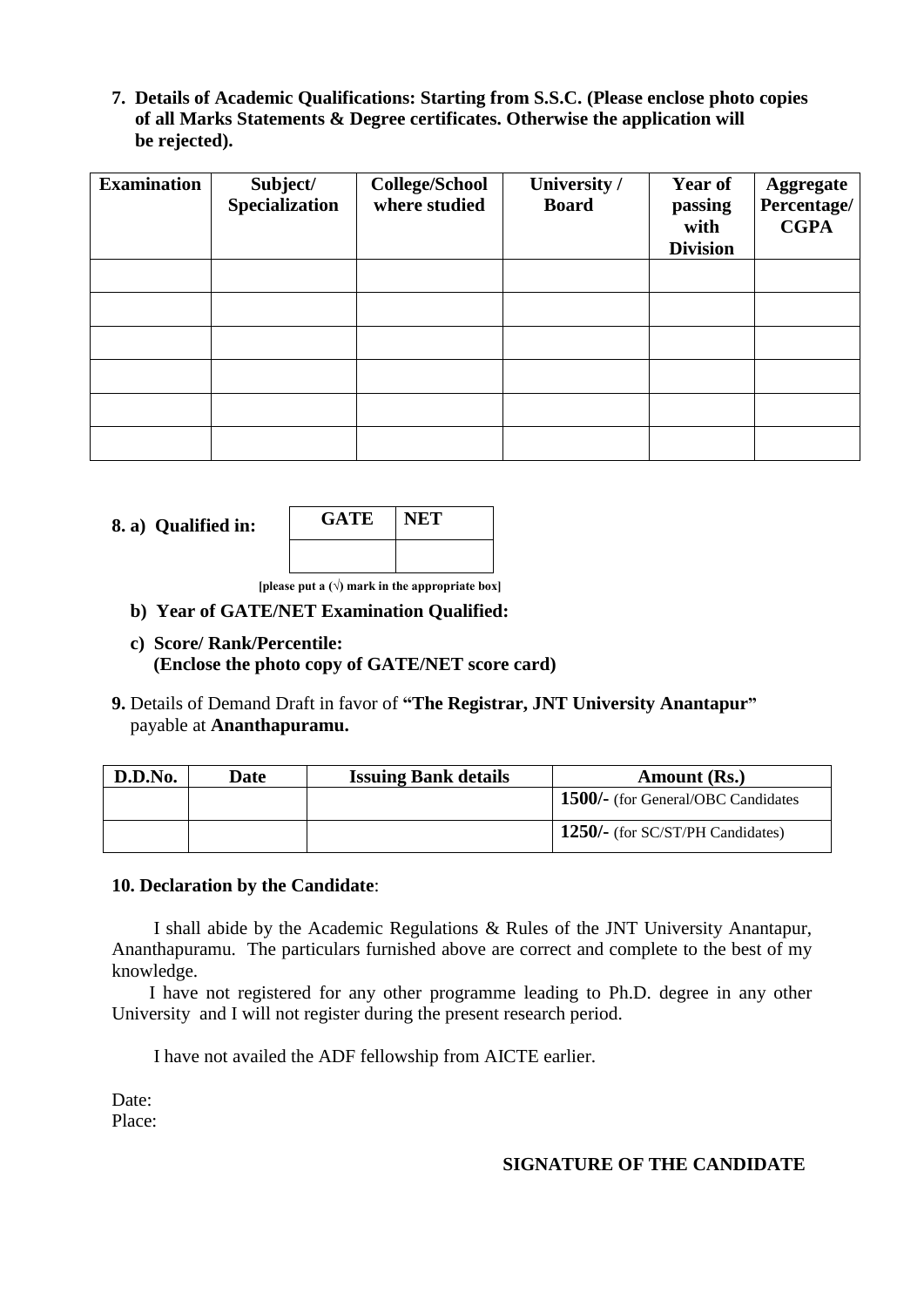**7. Details of Academic Qualifications: Starting from S.S.C. (Please enclose photo copies of all Marks Statements & Degree certificates. Otherwise the application will be rejected).**

| Examination | Subject/ Specialization | College/School where studied | University / Board | Year of passing with Division | Aggregate Percentage/ CGPA |
|---|---|---|---|---|---|
| | | | | | |
| | | | | | |
| | | | | | |
| | | | | | |
| | | | | | |
| | | | | | |

**8. a) Qualified in:**

| GATE | NET |
|---|---|
| | |

**[please put a (√) mark in the appropriate box]**

**b) Year of GATE/NET Examination Qualified:**

**c) Score/ Rank/Percentile:**
**(Enclose the photo copy of GATE/NET score card)**

**9.** Details of Demand Draft in favor of **"The Registrar, JNT University Anantapur"** payable at **Ananthapuramu.**

| D.D.No. | Date | Issuing Bank details | Amount (Rs.) |
|---|---|---|---|
| | | | **1500/-** (for General/OBC Candidates |
| | | | **1250/-** (for SC/ST/PH Candidates) |

**10. Declaration by the Candidate**:

I shall abide by the Academic Regulations & Rules of the JNT University Anantapur, Ananthapuramu. The particulars furnished above are correct and complete to the best of my knowledge.

I have not registered for any other programme leading to Ph.D. degree in any other University and I will not register during the present research period.

I have not availed the ADF fellowship from AICTE earlier.

Date:
Place:

**SIGNATURE OF THE CANDIDATE**